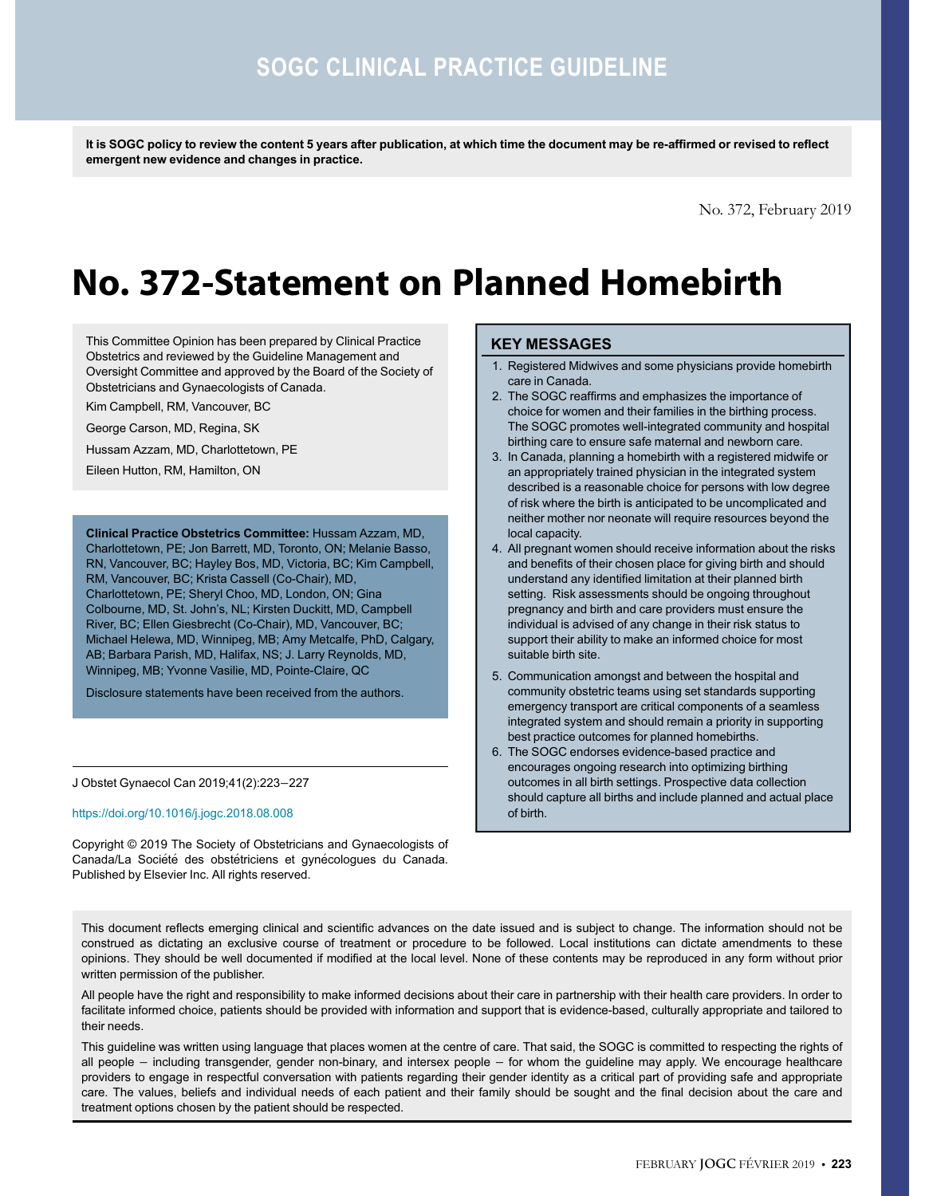# SOGC CLINICAL PRACTICE GUIDELINE

**It is SOGC policy to review the content 5 years after publication, at which time the document may be re-affirmed or revised to reflect emergent new evidence and changes in practice.**

No. 372, February 2019

# No. 372-Statement on Planned Homebirth

This Committee Opinion has been prepared by Clinical Practice Obstetrics and reviewed by the Guideline Management and Oversight Committee and approved by the Board of the Society of Obstetricians and Gynaecologists of Canada.

Kim Campbell, RM, Vancouver, BC

George Carson, MD, Regina, SK

Hussam Azzam, MD, Charlottetown, PE

Eileen Hutton, RM, Hamilton, ON

**Clinical Practice Obstetrics Committee:** Hussam Azzam, MD, Charlottetown, PE; Jon Barrett, MD, Toronto, ON; Melanie Basso, RN, Vancouver, BC; Hayley Bos, MD, Victoria, BC; Kim Campbell, RM, Vancouver, BC; Krista Cassell (Co-Chair), MD, Charlottetown, PE; Sheryl Choo, MD, London, ON; Gina Colbourne, MD, St. John's, NL; Kirsten Duckitt, MD, Campbell River, BC; Ellen Giesbrecht (Co-Chair), MD, Vancouver, BC; Michael Helewa, MD, Winnipeg, MB; Amy Metcalfe, PhD, Calgary, AB; Barbara Parish, MD, Halifax, NS; J. Larry Reynolds, MD, Winnipeg, MB; Yvonne Vasilie, MD, Pointe-Claire, QC

Disclosure statements have been received from the authors.

J Obstet Gynaecol Can 2019;41(2):223−227

https://doi.org/10.1016/j.jogc.2018.08.008

Copyright © 2019 The Society of Obstetricians and Gynaecologists of Canada/La Société des obstétriciens et gynécologues du Canada. Published by Elsevier Inc. All rights reserved.

## KEY MESSAGES

1. Registered Midwives and some physicians provide homebirth care in Canada.
2. The SOGC reaffirms and emphasizes the importance of choice for women and their families in the birthing process. The SOGC promotes well-integrated community and hospital birthing care to ensure safe maternal and newborn care.
3. In Canada, planning a homebirth with a registered midwife or an appropriately trained physician in the integrated system described is a reasonable choice for persons with low degree of risk where the birth is anticipated to be uncomplicated and neither mother nor neonate will require resources beyond the local capacity.
4. All pregnant women should receive information about the risks and benefits of their chosen place for giving birth and should understand any identified limitation at their planned birth setting. Risk assessments should be ongoing throughout pregnancy and birth and care providers must ensure the individual is advised of any change in their risk status to support their ability to make an informed choice for most suitable birth site.
5. Communication amongst and between the hospital and community obstetric teams using set standards supporting emergency transport are critical components of a seamless integrated system and should remain a priority in supporting best practice outcomes for planned homebirths.
6. The SOGC endorses evidence-based practice and encourages ongoing research into optimizing birthing outcomes in all birth settings. Prospective data collection should capture all births and include planned and actual place of birth.

This document reflects emerging clinical and scientific advances on the date issued and is subject to change. The information should not be construed as dictating an exclusive course of treatment or procedure to be followed. Local institutions can dictate amendments to these opinions. They should be well documented if modified at the local level. None of these contents may be reproduced in any form without prior written permission of the publisher.

All people have the right and responsibility to make informed decisions about their care in partnership with their health care providers. In order to facilitate informed choice, patients should be provided with information and support that is evidence-based, culturally appropriate and tailored to their needs.

This guideline was written using language that places women at the centre of care. That said, the SOGC is committed to respecting the rights of all people – including transgender, gender non-binary, and intersex people – for whom the guideline may apply. We encourage healthcare providers to engage in respectful conversation with patients regarding their gender identity as a critical part of providing safe and appropriate care. The values, beliefs and individual needs of each patient and their family should be sought and the final decision about the care and treatment options chosen by the patient should be respected.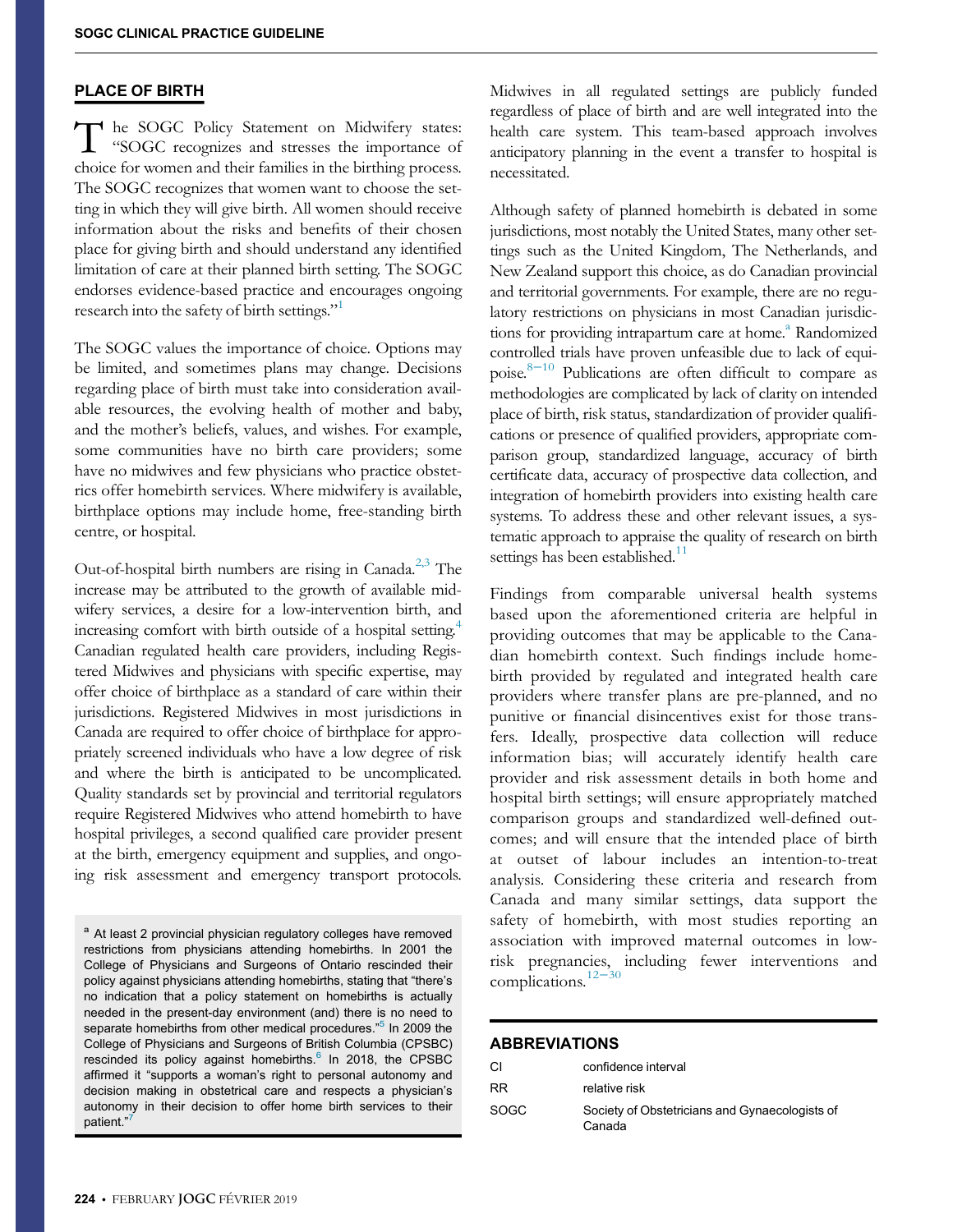## PLACE OF BIRTH

The SOGC Policy Statement on Midwifery states: "SOGC recognizes and stresses the importance of choice for women and their families in the birthing process. The SOGC recognizes that women want to choose the setting in which they will give birth. All women should receive information about the risks and benefits of their chosen place for giving birth and should understand any identified limitation of care at their planned birth setting. The SOGC endorses evidence-based practice and encourages ongoing research into the safety of birth settings."[1]

The SOGC values the importance of choice. Options may be limited, and sometimes plans may change. Decisions regarding place of birth must take into consideration available resources, the evolving health of mother and baby, and the mother's beliefs, values, and wishes. For example, some communities have no birth care providers; some have no midwives and few physicians who practice obstetrics offer homebirth services. Where midwifery is available, birthplace options may include home, free-standing birth centre, or hospital.

Out-of-hospital birth numbers are rising in Canada.[2,3] The increase may be attributed to the growth of available midwifery services, a desire for a low-intervention birth, and increasing comfort with birth outside of a hospital setting.[4] Canadian regulated health care providers, including Registered Midwives and physicians with specific expertise, may offer choice of birthplace as a standard of care within their jurisdictions. Registered Midwives in most jurisdictions in Canada are required to offer choice of birthplace for appropriately screened individuals who have a low degree of risk and where the birth is anticipated to be uncomplicated. Quality standards set by provincial and territorial regulators require Registered Midwives who attend homebirth to have hospital privileges, a second qualified care provider present at the birth, emergency equipment and supplies, and ongoing risk assessment and emergency transport protocols. Midwives in all regulated settings are publicly funded regardless of place of birth and are well integrated into the health care system. This team-based approach involves anticipatory planning in the event a transfer to hospital is necessitated.

Although safety of planned homebirth is debated in some jurisdictions, most notably the United States, many other settings such as the United Kingdom, The Netherlands, and New Zealand support this choice, as do Canadian provincial and territorial governments. For example, there are no regulatory restrictions on physicians in most Canadian jurisdictions for providing intrapartum care at home.[a] Randomized controlled trials have proven unfeasible due to lack of equipoise.[8–10] Publications are often difficult to compare as methodologies are complicated by lack of clarity on intended place of birth, risk status, standardization of provider qualifications or presence of qualified providers, appropriate comparison group, standardized language, accuracy of birth certificate data, accuracy of prospective data collection, and integration of homebirth providers into existing health care systems. To address these and other relevant issues, a systematic approach to appraise the quality of research on birth settings has been established.[11]

Findings from comparable universal health systems based upon the aforementioned criteria are helpful in providing outcomes that may be applicable to the Canadian homebirth context. Such findings include homebirth provided by regulated and integrated health care providers where transfer plans are pre-planned, and no punitive or financial disincentives exist for those transfers. Ideally, prospective data collection will reduce information bias; will accurately identify health care provider and risk assessment details in both home and hospital birth settings; will ensure appropriately matched comparison groups and standardized well-defined outcomes; and will ensure that the intended place of birth at outset of labour includes an intention-to-treat analysis. Considering these criteria and research from Canada and many similar settings, data support the safety of homebirth, with most studies reporting an association with improved maternal outcomes in low-risk pregnancies, including fewer interventions and complications.[12–30]

[a] At least 2 provincial physician regulatory colleges have removed restrictions from physicians attending homebirths. In 2001 the College of Physicians and Surgeons of Ontario rescinded their policy against physicians attending homebirths, stating that "there's no indication that a policy statement on homebirths is actually needed in the present-day environment (and) there is no need to separate homebirths from other medical procedures."[5] In 2009 the College of Physicians and Surgeons of British Columbia (CPSBC) rescinded its policy against homebirths.[6] In 2018, the CPSBC affirmed it "supports a woman's right to personal autonomy and decision making in obstetrical care and respects a physician's autonomy in their decision to offer home birth services to their patient."[7]

## ABBREVIATIONS

| | |
|---|---|
| CI | confidence interval |
| RR | relative risk |
| SOGC | Society of Obstetricians and Gynaecologists of Canada |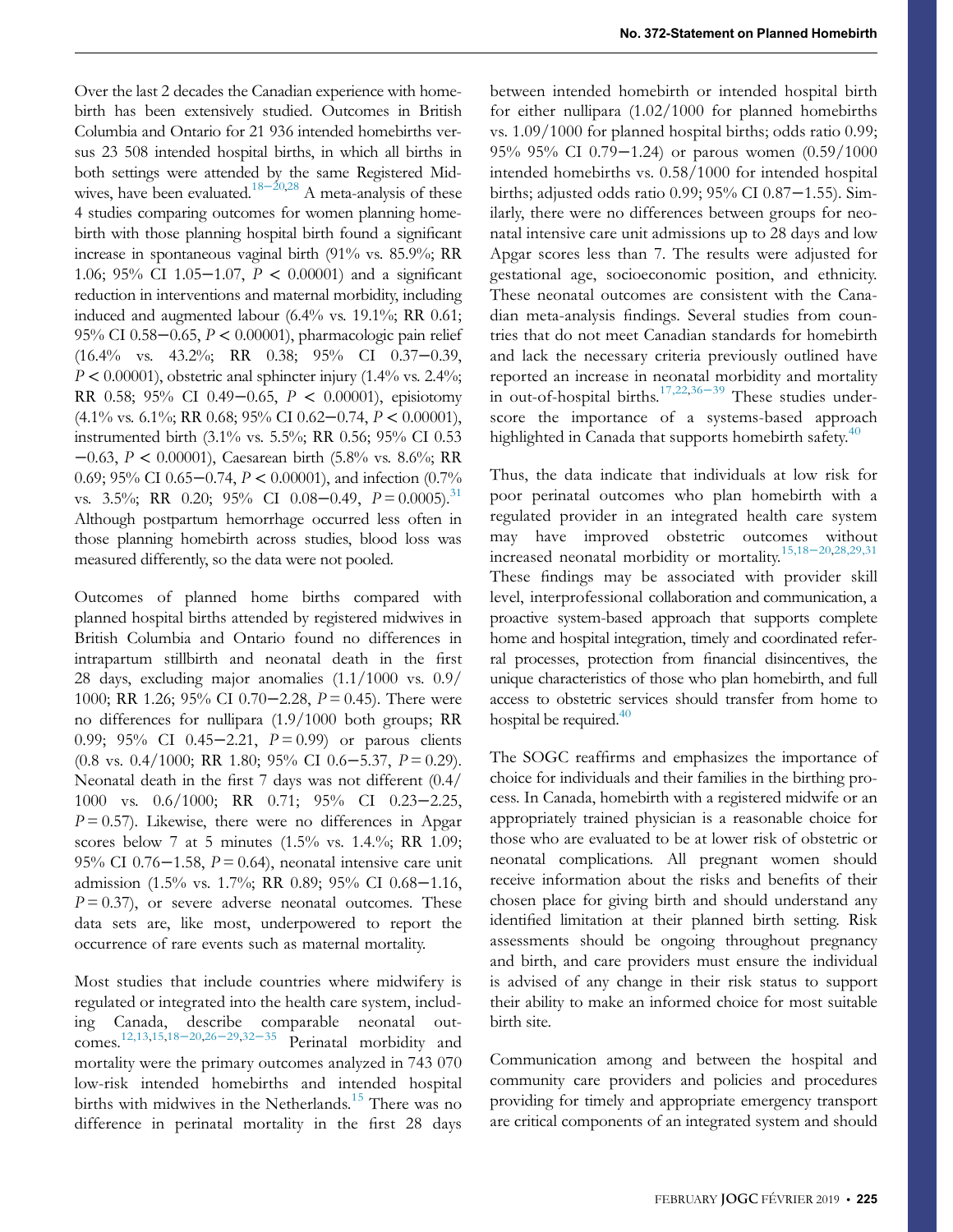Over the last 2 decades the Canadian experience with homebirth has been extensively studied. Outcomes in British Columbia and Ontario for 21 936 intended homebirths versus 23 508 intended hospital births, in which all births in both settings were attended by the same Registered Midwives, have been evaluated.[18–20,28] A meta-analysis of these 4 studies comparing outcomes for women planning homebirth with those planning hospital birth found a significant increase in spontaneous vaginal birth (91% vs. 85.9%; RR 1.06; 95% CI 1.05−1.07, $P < 0.00001$) and a significant reduction in interventions and maternal morbidity, including induced and augmented labour (6.4% vs. 19.1%; RR 0.61; 95% CI 0.58−0.65, $P < 0.00001$), pharmacologic pain relief (16.4% vs. 43.2%; RR 0.38; 95% CI 0.37−0.39, $P < 0.00001$), obstetric anal sphincter injury (1.4% vs. 2.4%; RR 0.58; 95% CI 0.49−0.65, $P < 0.00001$), episiotomy (4.1% vs. 6.1%; RR 0.68; 95% CI 0.62−0.74, $P < 0.00001$), instrumented birth (3.1% vs. 5.5%; RR 0.56; 95% CI 0.53−0.63, $P < 0.00001$), Caesarean birth (5.8% vs. 8.6%; RR 0.69; 95% CI 0.65−0.74, $P < 0.00001$), and infection (0.7% vs. 3.5%; RR 0.20; 95% CI 0.08−0.49, $P = 0.0005$).[31] Although postpartum hemorrhage occurred less often in those planning homebirth across studies, blood loss was measured differently, so the data were not pooled.

Outcomes of planned home births compared with planned hospital births attended by registered midwives in British Columbia and Ontario found no differences in intrapartum stillbirth and neonatal death in the first 28 days, excluding major anomalies (1.1/1000 vs. 0.9/1000; RR 1.26; 95% CI 0.70−2.28, $P = 0.45$). There were no differences for nullipara (1.9/1000 both groups; RR 0.99; 95% CI 0.45−2.21, $P = 0.99$) or parous clients (0.8 vs. 0.4/1000; RR 1.80; 95% CI 0.6−5.37, $P = 0.29$). Neonatal death in the first 7 days was not different (0.4/1000 vs. 0.6/1000; RR 0.71; 95% CI 0.23−2.25, $P = 0.57$). Likewise, there were no differences in Apgar scores below 7 at 5 minutes (1.5% vs. 1.4.%; RR 1.09; 95% CI 0.76−1.58, $P = 0.64$), neonatal intensive care unit admission (1.5% vs. 1.7%; RR 0.89; 95% CI 0.68−1.16, $P = 0.37$), or severe adverse neonatal outcomes. These data sets are, like most, underpowered to report the occurrence of rare events such as maternal mortality.

Most studies that include countries where midwifery is regulated or integrated into the health care system, including Canada, describe comparable neonatal outcomes.[12,13,15,18–20,26–29,32–35] Perinatal morbidity and mortality were the primary outcomes analyzed in 743 070 low-risk intended homebirths and intended hospital births with midwives in the Netherlands.[15] There was no difference in perinatal mortality in the first 28 days between intended homebirth or intended hospital birth for either nullipara (1.02/1000 for planned homebirths vs. 1.09/1000 for planned hospital births; odds ratio 0.99; 95% 95% CI 0.79−1.24) or parous women (0.59/1000 intended homebirths vs. 0.58/1000 for intended hospital births; adjusted odds ratio 0.99; 95% CI 0.87−1.55). Similarly, there were no differences between groups for neonatal intensive care unit admissions up to 28 days and low Apgar scores less than 7. The results were adjusted for gestational age, socioeconomic position, and ethnicity. These neonatal outcomes are consistent with the Canadian meta-analysis findings. Several studies from countries that do not meet Canadian standards for homebirth and lack the necessary criteria previously outlined have reported an increase in neonatal morbidity and mortality in out-of-hospital births.[17,22,36–39] These studies underscore the importance of a systems-based approach highlighted in Canada that supports homebirth safety.[40]

Thus, the data indicate that individuals at low risk for poor perinatal outcomes who plan homebirth with a regulated provider in an integrated health care system may have improved obstetric outcomes without increased neonatal morbidity or mortality.[15,18–20,28,29,31] These findings may be associated with provider skill level, interprofessional collaboration and communication, a proactive system-based approach that supports complete home and hospital integration, timely and coordinated referral processes, protection from financial disincentives, the unique characteristics of those who plan homebirth, and full access to obstetric services should transfer from home to hospital be required.[40]

The SOGC reaffirms and emphasizes the importance of choice for individuals and their families in the birthing process. In Canada, homebirth with a registered midwife or an appropriately trained physician is a reasonable choice for those who are evaluated to be at lower risk of obstetric or neonatal complications. All pregnant women should receive information about the risks and benefits of their chosen place for giving birth and should understand any identified limitation at their planned birth setting. Risk assessments should be ongoing throughout pregnancy and birth, and care providers must ensure the individual is advised of any change in their risk status to support their ability to make an informed choice for most suitable birth site.

Communication among and between the hospital and community care providers and policies and procedures providing for timely and appropriate emergency transport are critical components of an integrated system and should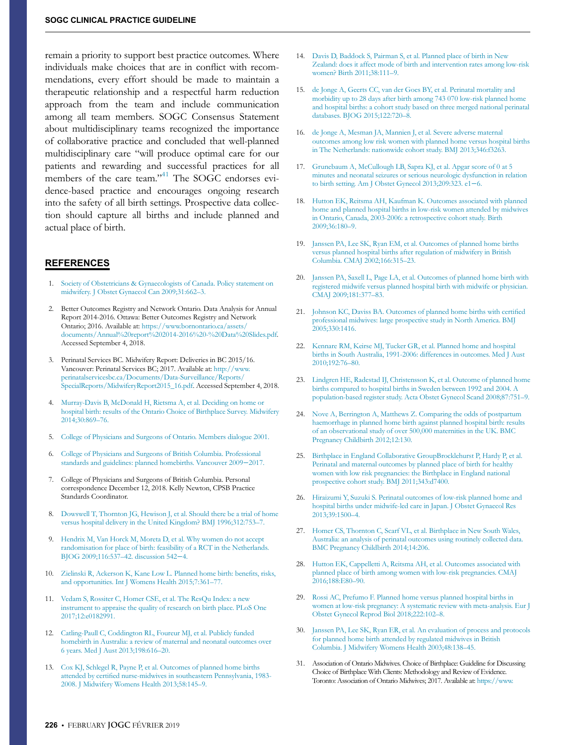remain a priority to support best practice outcomes. Where individuals make choices that are in conflict with recommendations, every effort should be made to maintain a therapeutic relationship and a respectful harm reduction approach from the team and include communication among all team members. SOGC Consensus Statement about multidisciplinary teams recognized the importance of collaborative practice and concluded that well-planned multidisciplinary care "will produce optimal care for our patients and rewarding and successful practices for all members of the care team."[41] The SOGC endorses evidence-based practice and encourages ongoing research into the safety of all birth settings. Prospective data collection should capture all births and include planned and actual place of birth.

## REFERENCES

1. Society of Obstetricians & Gynaecologists of Canada. Policy statement on midwifery. J Obstet Gynaecol Can 2009;31:662–3.
2. Better Outcomes Registry and Network Ontario. Data Analysis for Annual Report 2014-2016. Ottawa: Better Outcomes Registry and Network Ontario; 2016. Available at: https://www.bornontario.ca/assets/documents/Annual%20report%202014-2016%20-%20Data%20Slides.pdf. Accessed September 4, 2018.
3. Perinatal Services BC. Midwifery Report: Deliveries in BC 2015/16. Vancouver: Perinatal Services BC; 2017. Available at: http://www.perinatalservicesbc.ca/Documents/Data-Surveillance/Reports/SpecialReports/MidwiferyReport2015_16.pdf. Accessed September 4, 2018.
4. Murray-Davis B, McDonald H, Rietsma A, et al. Deciding on home or hospital birth: results of the Ontario Choice of Birthplace Survey. Midwifery 2014;30:869–76.
5. College of Physicians and Surgeons of Ontario. Members dialogue 2001.
6. College of Physicians and Surgeons of British Columbia. Professional standards and guidelines: planned homebirths. Vancouver 2009−2017.
7. College of Physicians and Surgeons of British Columbia. Personal correspondence December 12, 2018. Kelly Newton, CPSB Practice Standards Coordinator.
8. Dowswell T, Thornton JG, Hewison J, et al. Should there be a trial of home versus hospital delivery in the United Kingdom? BMJ 1996;312:753–7.
9. Hendrix M, Van Horck M, Moreta D, et al. Why women do not accept randomisation for place of birth: feasibility of a RCT in the Netherlands. BJOG 2009;116:537–42. discussion 542−4.
10. Zielinski R, Ackerson K, Kane Low L. Planned home birth: benefits, risks, and opportunities. Int J Womens Health 2015;7:361–77.
11. Vedam S, Rossiter C, Homer CSE, et al. The ResQu Index: a new instrument to appraise the quality of research on birth place. PLoS One 2017;12:e0182991.
12. Catling-Paull C, Coddington RL, Foureur MJ, et al. Publicly funded homebirth in Australia: a review of maternal and neonatal outcomes over 6 years. Med J Aust 2013;198:616–20.
13. Cox KJ, Schlegel R, Payne P, et al. Outcomes of planned home births attended by certified nurse-midwives in southeastern Pennsylvania, 1983-2008. J Midwifery Womens Health 2013;58:145–9.
14. Davis D, Baddock S, Pairman S, et al. Planned place of birth in New Zealand: does it affect mode of birth and intervention rates among low-risk women? Birth 2011;38:111–9.
15. de Jonge A, Geerts CC, van der Goes BY, et al. Perinatal mortality and morbidity up to 28 days after birth among 743 070 low-risk planned home and hospital births: a cohort study based on three merged national perinatal databases. BJOG 2015;122:720–8.
16. de Jonge A, Mesman JA, Mannien J, et al. Severe adverse maternal outcomes among low risk women with planned home versus hospital births in The Netherlands: nationwide cohort study. BMJ 2013;346:f3263.
17. Grunebaum A, McCullough LB, Sapra KJ, et al. Apgar score of 0 at 5 minutes and neonatal seizures or serious neurologic dysfunction in relation to birth setting. Am J Obstet Gynecol 2013;209:323. e1−6.
18. Hutton EK, Reitsma AH, Kaufman K. Outcomes associated with planned home and planned hospital births in low-risk women attended by midwives in Ontario, Canada, 2003-2006: a retrospective cohort study. Birth 2009;36:180–9.
19. Janssen PA, Lee SK, Ryan EM, et al. Outcomes of planned home births versus planned hospital births after regulation of midwifery in British Columbia. CMAJ 2002;166:315–23.
20. Janssen PA, Saxell L, Page LA, et al. Outcomes of planned home birth with registered midwife versus planned hospital birth with midwife or physician. CMAJ 2009;181:377–83.
21. Johnson KC, Daviss BA. Outcomes of planned home births with certified professional midwives: large prospective study in North America. BMJ 2005;330:1416.
22. Kennare RM, Keirse MJ, Tucker GR, et al. Planned home and hospital births in South Australia, 1991-2006: differences in outcomes. Med J Aust 2010;192:76–80.
23. Lindgren HE, Radestad IJ, Christensson K, et al. Outcome of planned home births compared to hospital births in Sweden between 1992 and 2004. A population-based register study. Acta Obstet Gynecol Scand 2008;87:751–9.
24. Nove A, Berrington A, Matthews Z. Comparing the odds of postpartum haemorrhage in planned home birth against planned hospital birth: results of an observational study of over 500,000 maternities in the UK. BMC Pregnancy Childbirth 2012;12:130.
25. Birthplace in England Collaborative GroupBrocklehurst P, Hardy P, et al. Perinatal and maternal outcomes by planned place of birth for healthy women with low risk pregnancies: the Birthplace in England national prospective cohort study. BMJ 2011;343:d7400.
26. Hiraizumi Y, Suzuki S. Perinatal outcomes of low-risk planned home and hospital births under midwife-led care in Japan. J Obstet Gynaecol Res 2013;39:1500–4.
27. Homer CS, Thornton C, Scarf VL, et al. Birthplace in New South Wales, Australia: an analysis of perinatal outcomes using routinely collected data. BMC Pregnancy Childbirth 2014;14:206.
28. Hutton EK, Cappelletti A, Reitsma AH, et al. Outcomes associated with planned place of birth among women with low-risk pregnancies. CMAJ 2016;188:E80–90.
29. Rossi AC, Prefumo F. Planned home versus planned hospital births in women at low-risk pregnancy: A systematic review with meta-analysis. Eur J Obstet Gynecol Reprod Biol 2018;222:102–8.
30. Janssen PA, Lee SK, Ryan ER, et al. An evaluation of process and protocols for planned home birth attended by regulated midwives in British Columbia. J Midwifery Womens Health 2003;48:138–45.
31. Association of Ontario Midwives. Choice of Birthplace: Guideline for Discussing Choice of Birthplace With Clients: Methodology and Review of Evidence. Toronto: Association of Ontario Midwives; 2017. Available at: https://www.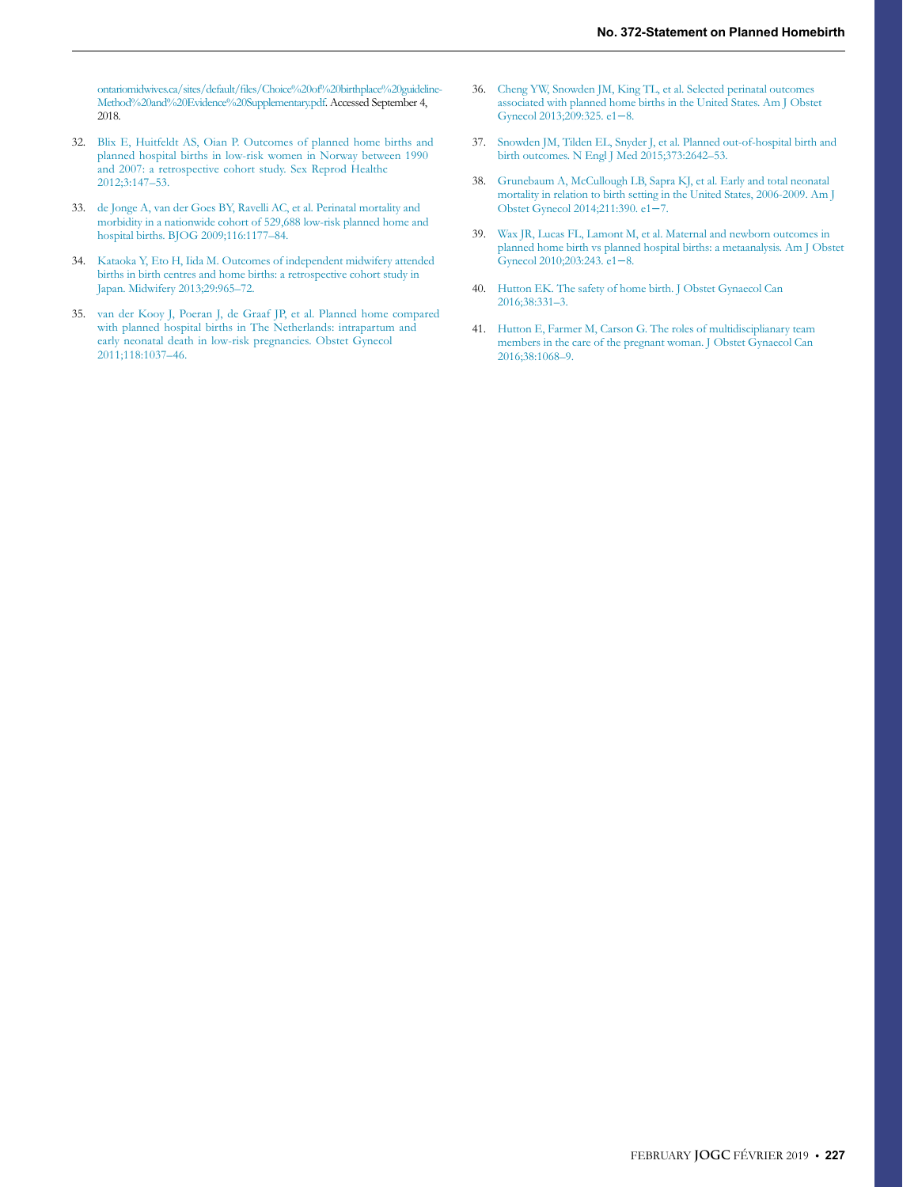ontariomidwives.ca/sites/default/files/Choice%20of%20birthplace%20guideline-Method%20and%20Evidence%20Supplementary.pdf. Accessed September 4, 2018.

32. Blix E, Huitfeldt AS, Oian P. Outcomes of planned home births and planned hospital births in low-risk women in Norway between 1990 and 2007: a retrospective cohort study. Sex Reprod Healthc 2012;3:147–53.

33. de Jonge A, van der Goes BY, Ravelli AC, et al. Perinatal mortality and morbidity in a nationwide cohort of 529,688 low-risk planned home and hospital births. BJOG 2009;116:1177–84.

34. Kataoka Y, Eto H, Iida M. Outcomes of independent midwifery attended births in birth centres and home births: a retrospective cohort study in Japan. Midwifery 2013;29:965–72.

35. van der Kooy J, Poeran J, de Graaf JP, et al. Planned home compared with planned hospital births in The Netherlands: intrapartum and early neonatal death in low-risk pregnancies. Obstet Gynecol 2011;118:1037–46.

36. Cheng YW, Snowden JM, King TL, et al. Selected perinatal outcomes associated with planned home births in the United States. Am J Obstet Gynecol 2013;209:325. e1−8.

37. Snowden JM, Tilden EL, Snyder J, et al. Planned out-of-hospital birth and birth outcomes. N Engl J Med 2015;373:2642–53.

38. Grunebaum A, McCullough LB, Sapra KJ, et al. Early and total neonatal mortality in relation to birth setting in the United States, 2006-2009. Am J Obstet Gynecol 2014;211:390. e1−7.

39. Wax JR, Lucas FL, Lamont M, et al. Maternal and newborn outcomes in planned home birth vs planned hospital births: a metaanalysis. Am J Obstet Gynecol 2010;203:243. e1−8.

40. Hutton EK. The safety of home birth. J Obstet Gynaecol Can 2016;38:331–3.

41. Hutton E, Farmer M, Carson G. The roles of multidisciplianary team members in the care of the pregnant woman. J Obstet Gynaecol Can 2016;38:1068–9.